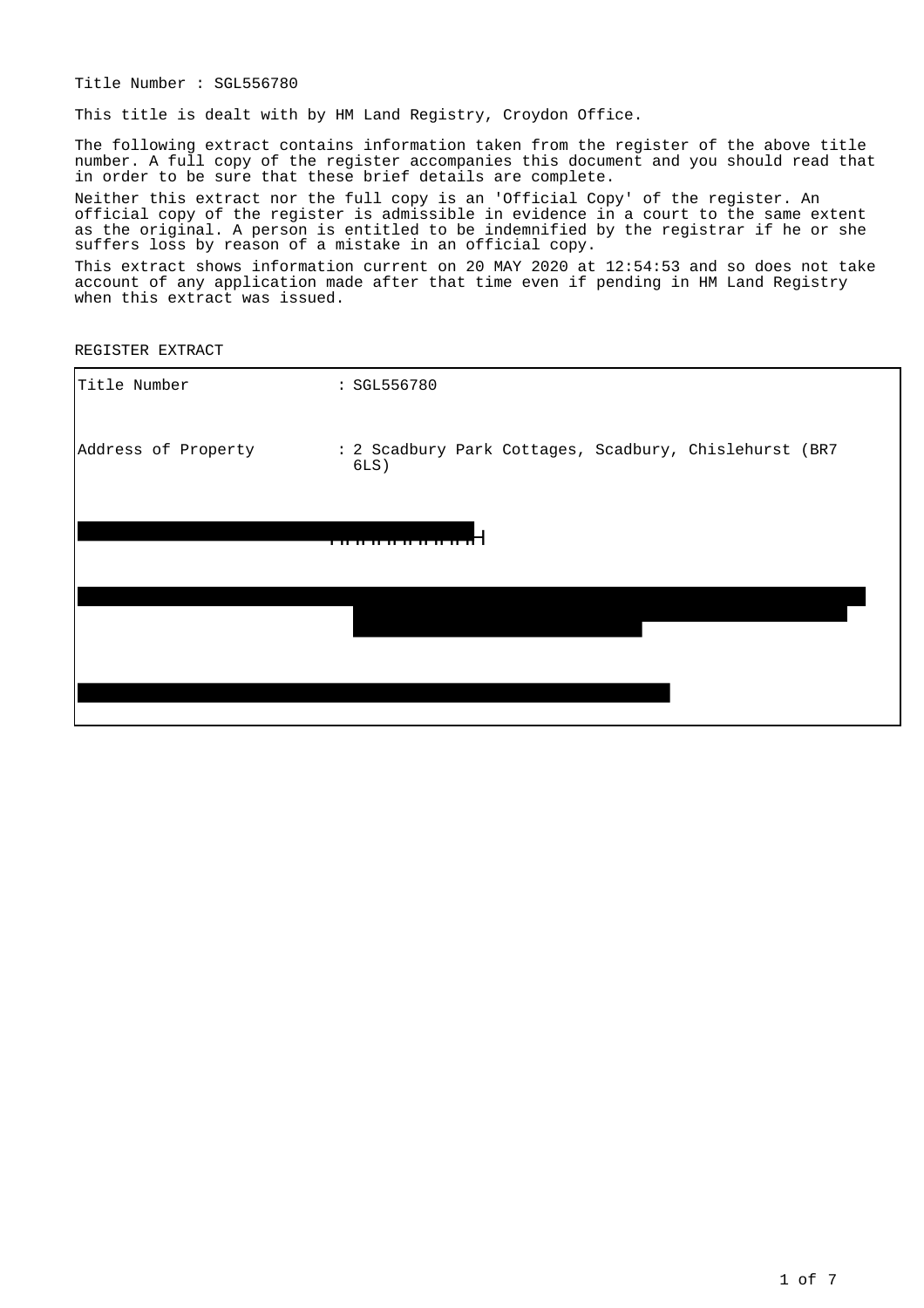Title Number : SGL556780

This title is dealt with by HM Land Registry, Croydon Office.

The following extract contains information taken from the register of the above title number. A full copy of the register accompanies this document and you should read that in order to be sure that these brief details are complete.

Neither this extract nor the full copy is an 'Official Copy' of the register. An official copy of the register is admissible in evidence in a court to the same extent as the original. A person is entitled to be indemnified by the registrar if he or she suffers loss by reason of a mistake in an official copy.

This extract shows information current on 20 MAY 2020 at 12:54:53 and so does not take account of any application made after that time even if pending in HM Land Registry when this extract was issued.

REGISTER EXTRACT

| | |
|---|---|
| Title Number | : SGL556780 |
| Address of Property | : 2 Scadbury Park Cottages, Scadbury, Chislehurst (BR7 6LS) |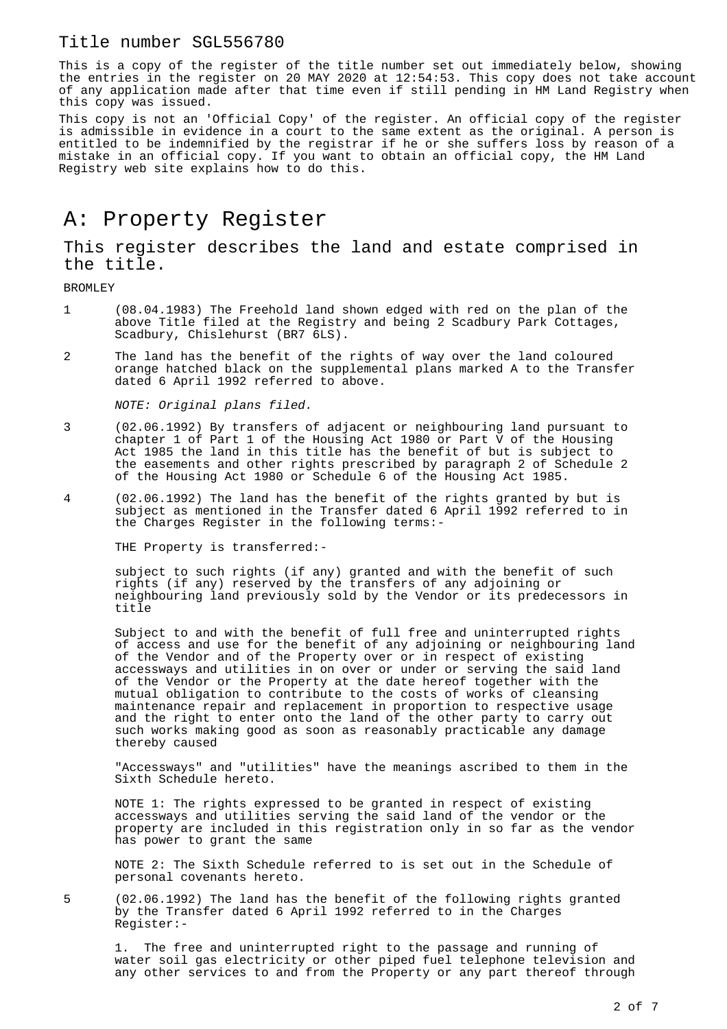# Title number SGL556780

This is a copy of the register of the title number set out immediately below, showing the entries in the register on 20 MAY 2020 at 12:54:53. This copy does not take account of any application made after that time even if still pending in HM Land Registry when this copy was issued.

This copy is not an 'Official Copy' of the register. An official copy of the register is admissible in evidence in a court to the same extent as the original. A person is entitled to be indemnified by the registrar if he or she suffers loss by reason of a mistake in an official copy. If you want to obtain an official copy, the HM Land Registry web site explains how to do this.

## A: Property Register

### This register describes the land and estate comprised in the title.

BROMLEY

1 (08.04.1983) The Freehold land shown edged with red on the plan of the above Title filed at the Registry and being 2 Scadbury Park Cottages, Scadbury, Chislehurst (BR7 6LS).

2 The land has the benefit of the rights of way over the land coloured orange hatched black on the supplemental plans marked A to the Transfer dated 6 April 1992 referred to above.

*NOTE: Original plans filed.*

3 (02.06.1992) By transfers of adjacent or neighbouring land pursuant to chapter 1 of Part 1 of the Housing Act 1980 or Part V of the Housing Act 1985 the land in this title has the benefit of but is subject to the easements and other rights prescribed by paragraph 2 of Schedule 2 of the Housing Act 1980 or Schedule 6 of the Housing Act 1985.

4 (02.06.1992) The land has the benefit of the rights granted by but is subject as mentioned in the Transfer dated 6 April 1992 referred to in the Charges Register in the following terms:-

THE Property is transferred:-

subject to such rights (if any) granted and with the benefit of such rights (if any) reserved by the transfers of any adjoining or neighbouring land previously sold by the Vendor or its predecessors in title

Subject to and with the benefit of full free and uninterrupted rights of access and use for the benefit of any adjoining or neighbouring land of the Vendor and of the Property over or in respect of existing accessways and utilities in on over or under or serving the said land of the Vendor or the Property at the date hereof together with the mutual obligation to contribute to the costs of works of cleansing maintenance repair and replacement in proportion to respective usage and the right to enter onto the land of the other party to carry out such works making good as soon as reasonably practicable any damage thereby caused

"Accessways" and "utilities" have the meanings ascribed to them in the Sixth Schedule hereto.

NOTE 1: The rights expressed to be granted in respect of existing accessways and utilities serving the said land of the vendor or the property are included in this registration only in so far as the vendor has power to grant the same

NOTE 2: The Sixth Schedule referred to is set out in the Schedule of personal covenants hereto.

5 (02.06.1992) The land has the benefit of the following rights granted by the Transfer dated 6 April 1992 referred to in the Charges Register:-

1. The free and uninterrupted right to the passage and running of water soil gas electricity or other piped fuel telephone television and any other services to and from the Property or any part thereof through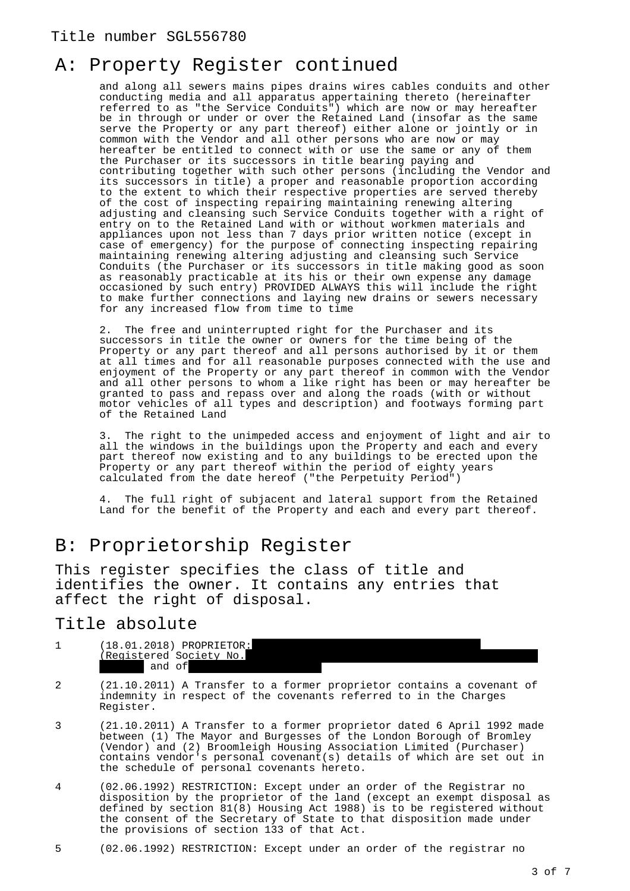Title number SGL556780

## A: Property Register continued

and along all sewers mains pipes drains wires cables conduits and other conducting media and all apparatus appertaining thereto (hereinafter referred to as "the Service Conduits") which are now or may hereafter be in through or under or over the Retained Land (insofar as the same serve the Property or any part thereof) either alone or jointly or in common with the Vendor and all other persons who are now or may hereafter be entitled to connect with or use the same or any of them the Purchaser or its successors in title bearing paying and contributing together with such other persons (including the Vendor and its successors in title) a proper and reasonable proportion according to the extent to which their respective properties are served thereby of the cost of inspecting repairing maintaining renewing altering adjusting and cleansing such Service Conduits together with a right of entry on to the Retained Land with or without workmen materials and appliances upon not less than 7 days prior written notice (except in case of emergency) for the purpose of connecting inspecting repairing maintaining renewing altering adjusting and cleansing such Service Conduits (the Purchaser or its successors in title making good as soon as reasonably practicable at its his or their own expense any damage occasioned by such entry) PROVIDED ALWAYS this will include the right to make further connections and laying new drains or sewers necessary for any increased flow from time to time

2. The free and uninterrupted right for the Purchaser and its successors in title the owner or owners for the time being of the Property or any part thereof and all persons authorised by it or them at all times and for all reasonable purposes connected with the use and enjoyment of the Property or any part thereof in common with the Vendor and all other persons to whom a like right has been or may hereafter be granted to pass and repass over and along the roads (with or without motor vehicles of all types and description) and footways forming part of the Retained Land

3. The right to the unimpeded access and enjoyment of light and air to all the windows in the buildings upon the Property and each and every part thereof now existing and to any buildings to be erected upon the Property or any part thereof within the period of eighty years calculated from the date hereof ("the Perpetuity Period")

4. The full right of subjacent and lateral support from the Retained Land for the benefit of the Property and each and every part thereof.

## B: Proprietorship Register

This register specifies the class of title and identifies the owner. It contains any entries that affect the right of disposal.

### Title absolute

1 (18.01.2018) PROPRIETOR: [redacted] (Registered Society No. [redacted] [redacted] and of [redacted]

2 (21.10.2011) A Transfer to a former proprietor contains a covenant of indemnity in respect of the covenants referred to in the Charges Register.

3 (21.10.2011) A Transfer to a former proprietor dated 6 April 1992 made between (1) The Mayor and Burgesses of the London Borough of Bromley (Vendor) and (2) Broomleigh Housing Association Limited (Purchaser) contains vendor's personal covenant(s) details of which are set out in the schedule of personal covenants hereto.

4 (02.06.1992) RESTRICTION: Except under an order of the Registrar no disposition by the proprietor of the land (except an exempt disposal as defined by section 81(8) Housing Act 1988) is to be registered without the consent of the Secretary of State to that disposition made under the provisions of section 133 of that Act.

5 (02.06.1992) RESTRICTION: Except under an order of the registrar no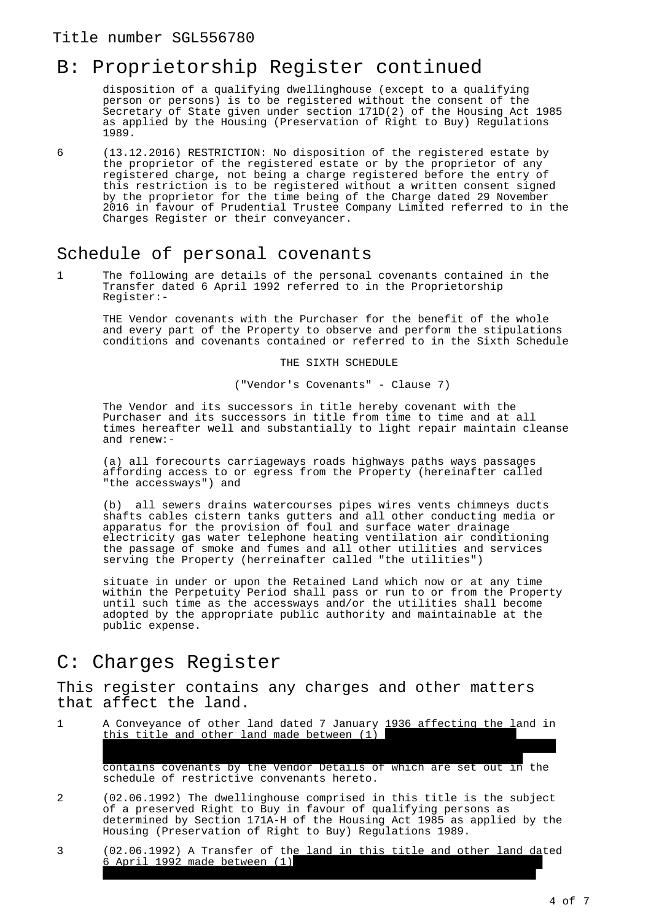## B: Proprietorship Register continued

disposition of a qualifying dwellinghouse (except to a qualifying person or persons) is to be registered without the consent of the Secretary of State given under section 171D(2) of the Housing Act 1985 as applied by the Housing (Preservation of Right to Buy) Regulations 1989.

6 (13.12.2016) RESTRICTION: No disposition of the registered estate by the proprietor of the registered estate or by the proprietor of any registered charge, not being a charge registered before the entry of this restriction is to be registered without a written consent signed by the proprietor for the time being of the Charge dated 29 November 2016 in favour of Prudential Trustee Company Limited referred to in the Charges Register or their conveyancer.

## Schedule of personal covenants

1 The following are details of the personal covenants contained in the Transfer dated 6 April 1992 referred to in the Proprietorship Register:-

THE Vendor covenants with the Purchaser for the benefit of the whole and every part of the Property to observe and perform the stipulations conditions and covenants contained or referred to in the Sixth Schedule

THE SIXTH SCHEDULE

("Vendor's Covenants" - Clause 7)

The Vendor and its successors in title hereby covenant with the Purchaser and its successors in title from time to time and at all times hereafter well and substantially to light repair maintain cleanse and renew:-

(a) all forecourts carriageways roads highways paths ways passages affording access to or egress from the Property (hereinafter called "the accessways") and

(b) all sewers drains watercourses pipes wires vents chimneys ducts shafts cables cistern tanks gutters and all other conducting media or apparatus for the provision of foul and surface water drainage electricity gas water telephone heating ventilation air conditioning the passage of smoke and fumes and all other utilities and services serving the Property (herreinafter called "the utilities")

situate in under or upon the Retained Land which now or at any time within the Perpetuity Period shall pass or run to or from the Property until such time as the accessways and/or the utilities shall become adopted by the appropriate public authority and maintainable at the public expense.

## C: Charges Register

### This register contains any charges and other matters that affect the land.

1 A Conveyance of other land dated 7 January 1936 affecting the land in this title and other land made between (1) [REDACTED] contains covenants by the Vendor Details of which are set out in the schedule of restrictive convenants hereto.

2 (02.06.1992) The dwellinghouse comprised in this title is the subject of a preserved Right to Buy in favour of qualifying persons as determined by Section 171A-H of the Housing Act 1985 as applied by the Housing (Preservation of Right to Buy) Regulations 1989.

3 (02.06.1992) A Transfer of the land in this title and other land dated 6 April 1992 made between (1) [REDACTED]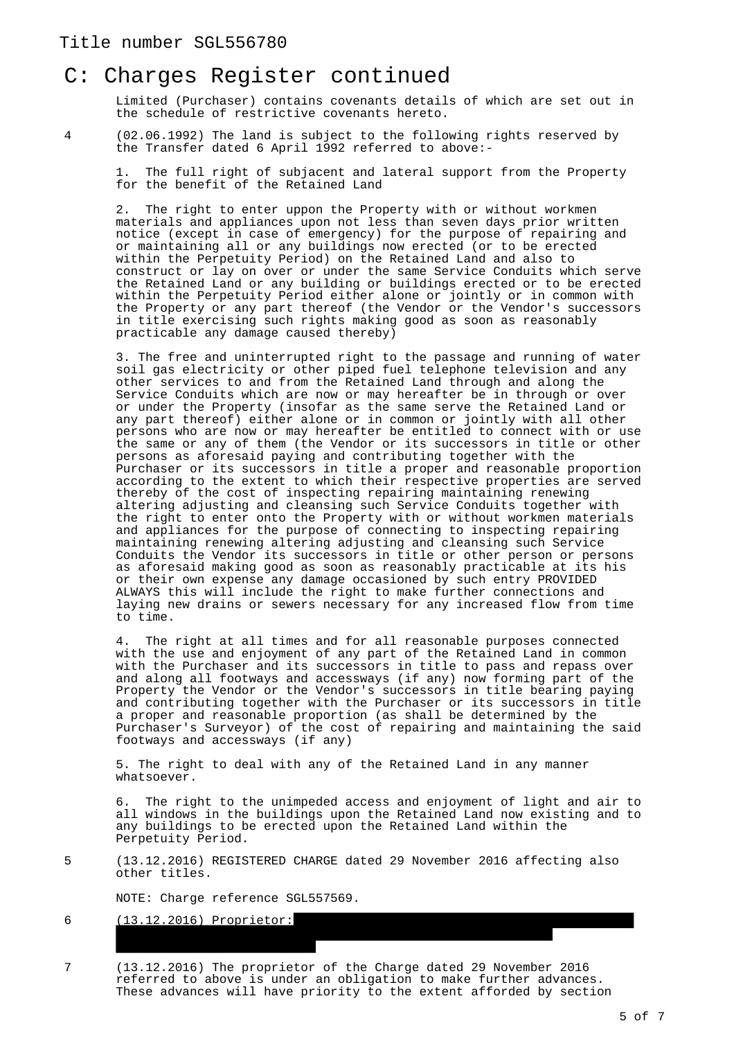Title number SGL556780

# C: Charges Register continued

Limited (Purchaser) contains covenants details of which are set out in the schedule of restrictive covenants hereto.

4 (02.06.1992) The land is subject to the following rights reserved by the Transfer dated 6 April 1992 referred to above:-

1. The full right of subjacent and lateral support from the Property for the benefit of the Retained Land

2. The right to enter uppon the Property with or without workmen materials and appliances upon not less than seven days prior written notice (except in case of emergency) for the purpose of repairing and or maintaining all or any buildings now erected (or to be erected within the Perpetuity Period) on the Retained Land and also to construct or lay on over or under the same Service Conduits which serve the Retained Land or any building or buildings erected or to be erected within the Perpetuity Period either alone or jointly or in common with the Property or any part thereof (the Vendor or the Vendor's successors in title exercising such rights making good as soon as reasonably practicable any damage caused thereby)

3. The free and uninterrupted right to the passage and running of water soil gas electricity or other piped fuel telephone television and any other services to and from the Retained Land through and along the Service Conduits which are now or may hereafter be in through or over or under the Property (insofar as the same serve the Retained Land or any part thereof) either alone or in common or jointly with all other persons who are now or may hereafter be entitled to connect with or use the same or any of them (the Vendor or its successors in title or other persons as aforesaid paying and contributing together with the Purchaser or its successors in title a proper and reasonable proportion according to the extent to which their respective properties are served thereby of the cost of inspecting repairing maintaining renewing altering adjusting and cleansing such Service Conduits together with the right to enter onto the Property with or without workmen materials and appliances for the purpose of connecting to inspecting repairing maintaining renewing altering adjusting and cleansing such Service Conduits the Vendor its successors in title or other person or persons as aforesaid making good as soon as reasonably practicable at its his or their own expense any damage occasioned by such entry PROVIDED ALWAYS this will include the right to make further connections and laying new drains or sewers necessary for any increased flow from time to time.

4. The right at all times and for all reasonable purposes connected with the use and enjoyment of any part of the Retained Land in common with the Purchaser and its successors in title to pass and repass over and along all footways and accessways (if any) now forming part of the Property the Vendor or the Vendor's successors in title bearing paying and contributing together with the Purchaser or its successors in title a proper and reasonable proportion (as shall be determined by the Purchaser's Surveyor) of the cost of repairing and maintaining the said footways and accessways (if any)

5. The right to deal with any of the Retained Land in any manner whatsoever.

6. The right to the unimpeded access and enjoyment of light and air to all windows in the buildings upon the Retained Land now existing and to any buildings to be erected upon the Retained Land within the Perpetuity Period.

5 (13.12.2016) REGISTERED CHARGE dated 29 November 2016 affecting also other titles.

NOTE: Charge reference SGL557569.

6 (13.12.2016) Proprietor:

7 (13.12.2016) The proprietor of the Charge dated 29 November 2016 referred to above is under an obligation to make further advances. These advances will have priority to the extent afforded by section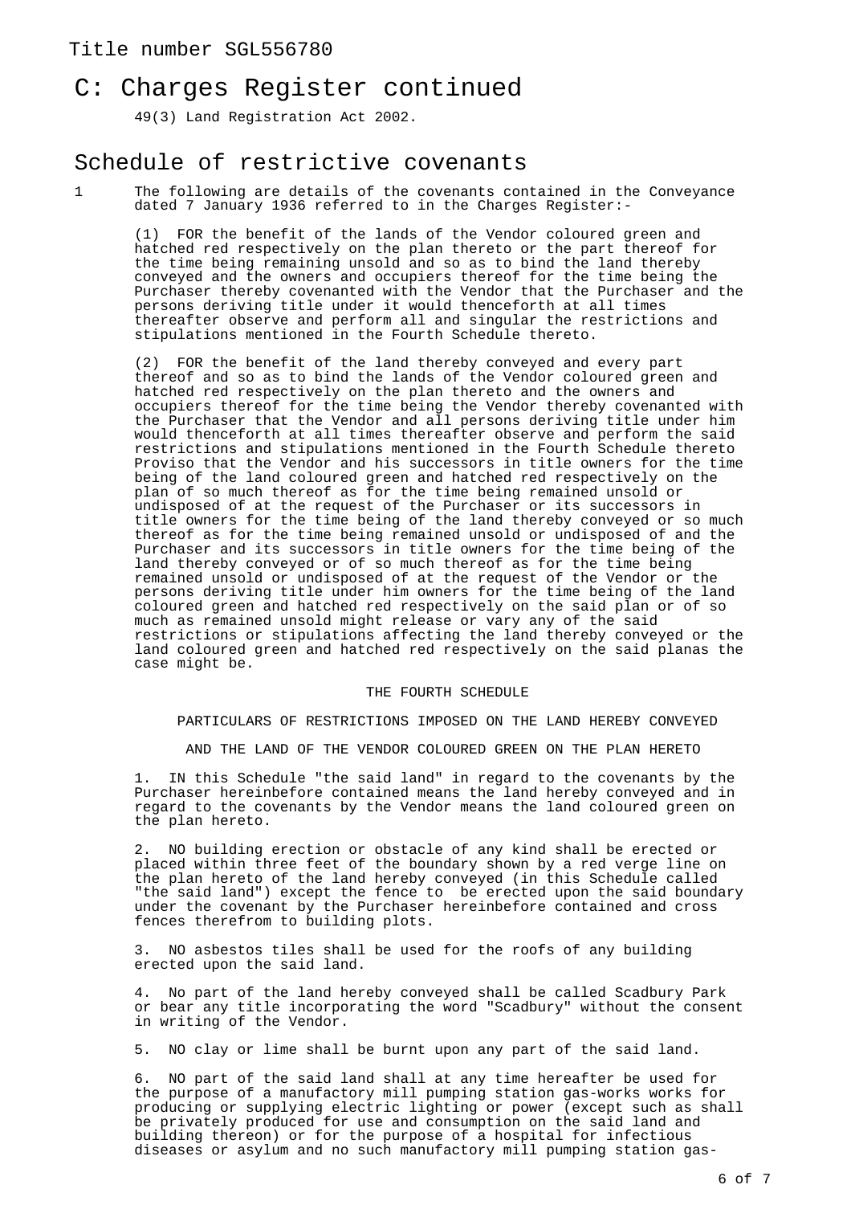Title number SGL556780

# C: Charges Register continued

49(3) Land Registration Act 2002.

## Schedule of restrictive covenants

1 The following are details of the covenants contained in the Conveyance dated 7 January 1936 referred to in the Charges Register:-

(1) FOR the benefit of the lands of the Vendor coloured green and hatched red respectively on the plan thereto or the part thereof for the time being remaining unsold and so as to bind the land thereby conveyed and the owners and occupiers thereof for the time being the Purchaser thereby covenanted with the Vendor that the Purchaser and the persons deriving title under it would thenceforth at all times thereafter observe and perform all and singular the restrictions and stipulations mentioned in the Fourth Schedule thereto.

(2) FOR the benefit of the land thereby conveyed and every part thereof and so as to bind the lands of the Vendor coloured green and hatched red respectively on the plan thereto and the owners and occupiers thereof for the time being the Vendor thereby covenanted with the Purchaser that the Vendor and all persons deriving title under him would thenceforth at all times thereafter observe and perform the said restrictions and stipulations mentioned in the Fourth Schedule thereto Proviso that the Vendor and his successors in title owners for the time being of the land coloured green and hatched red respectively on the plan of so much thereof as for the time being remained unsold or undisposed of at the request of the Purchaser or its successors in title owners for the time being of the land thereby conveyed or so much thereof as for the time being remained unsold or undisposed of and the Purchaser and its successors in title owners for the time being of the land thereby conveyed or of so much thereof as for the time being remained unsold or undisposed of at the request of the Vendor or the persons deriving title under him owners for the time being of the land coloured green and hatched red respectively on the said plan or of so much as remained unsold might release or vary any of the said restrictions or stipulations affecting the land thereby conveyed or the land coloured green and hatched red respectively on the said planas the case might be.

THE FOURTH SCHEDULE

PARTICULARS OF RESTRICTIONS IMPOSED ON THE LAND HEREBY CONVEYED

AND THE LAND OF THE VENDOR COLOURED GREEN ON THE PLAN HERETO

1. IN this Schedule "the said land" in regard to the covenants by the Purchaser hereinbefore contained means the land hereby conveyed and in regard to the covenants by the Vendor means the land coloured green on the plan hereto.

2. NO building erection or obstacle of any kind shall be erected or placed within three feet of the boundary shown by a red verge line on the plan hereto of the land hereby conveyed (in this Schedule called "the said land") except the fence to be erected upon the said boundary under the covenant by the Purchaser hereinbefore contained and cross fences therefrom to building plots.

3. NO asbestos tiles shall be used for the roofs of any building erected upon the said land.

4. No part of the land hereby conveyed shall be called Scadbury Park or bear any title incorporating the word "Scadbury" without the consent in writing of the Vendor.

5. NO clay or lime shall be burnt upon any part of the said land.

6. NO part of the said land shall at any time hereafter be used for the purpose of a manufactory mill pumping station gas-works works for producing or supplying electric lighting or power (except such as shall be privately produced for use and consumption on the said land and building thereon) or for the purpose of a hospital for infectious diseases or asylum and no such manufactory mill pumping station gas-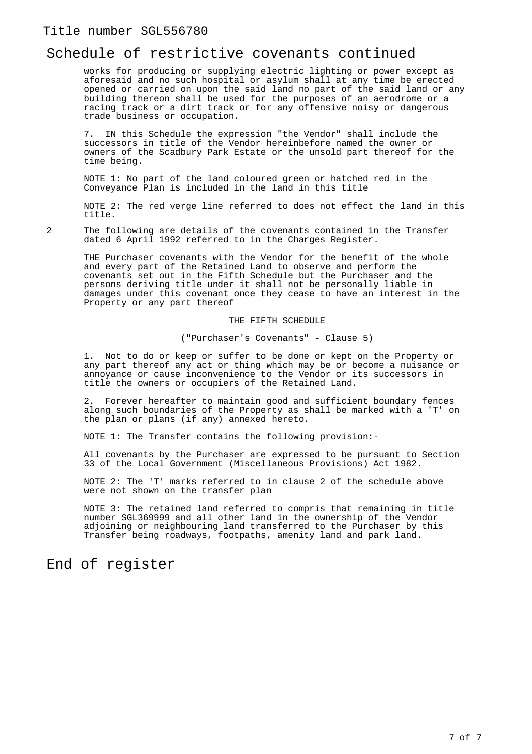# Schedule of restrictive covenants continued

works for producing or supplying electric lighting or power except as aforesaid and no such hospital or asylum shall at any time be erected opened or carried on upon the said land no part of the said land or any building thereon shall be used for the purposes of an aerodrome or a racing track or a dirt track or for any offensive noisy or dangerous trade business or occupation.

7. IN this Schedule the expression "the Vendor" shall include the successors in title of the Vendor hereinbefore named the owner or owners of the Scadbury Park Estate or the unsold part thereof for the time being.

NOTE 1: No part of the land coloured green or hatched red in the Conveyance Plan is included in the land in this title

NOTE 2: The red verge line referred to does not effect the land in this title.

2 The following are details of the covenants contained in the Transfer dated 6 April 1992 referred to in the Charges Register.

THE Purchaser covenants with the Vendor for the benefit of the whole and every part of the Retained Land to observe and perform the covenants set out in the Fifth Schedule but the Purchaser and the persons deriving title under it shall not be personally liable in damages under this covenant once they cease to have an interest in the Property or any part thereof

THE FIFTH SCHEDULE

("Purchaser's Covenants" - Clause 5)

1. Not to do or keep or suffer to be done or kept on the Property or any part thereof any act or thing which may be or become a nuisance or annoyance or cause inconvenience to the Vendor or its successors in title the owners or occupiers of the Retained Land.

2. Forever hereafter to maintain good and sufficient boundary fences along such boundaries of the Property as shall be marked with a 'T' on the plan or plans (if any) annexed hereto.

NOTE 1: The Transfer contains the following provision:-

All covenants by the Purchaser are expressed to be pursuant to Section 33 of the Local Government (Miscellaneous Provisions) Act 1982.

NOTE 2: The 'T' marks referred to in clause 2 of the schedule above were not shown on the transfer plan

NOTE 3: The retained land referred to compris that remaining in title number SGL369999 and all other land in the ownership of the Vendor adjoining or neighbouring land transferred to the Purchaser by this Transfer being roadways, footpaths, amenity land and park land.

# End of register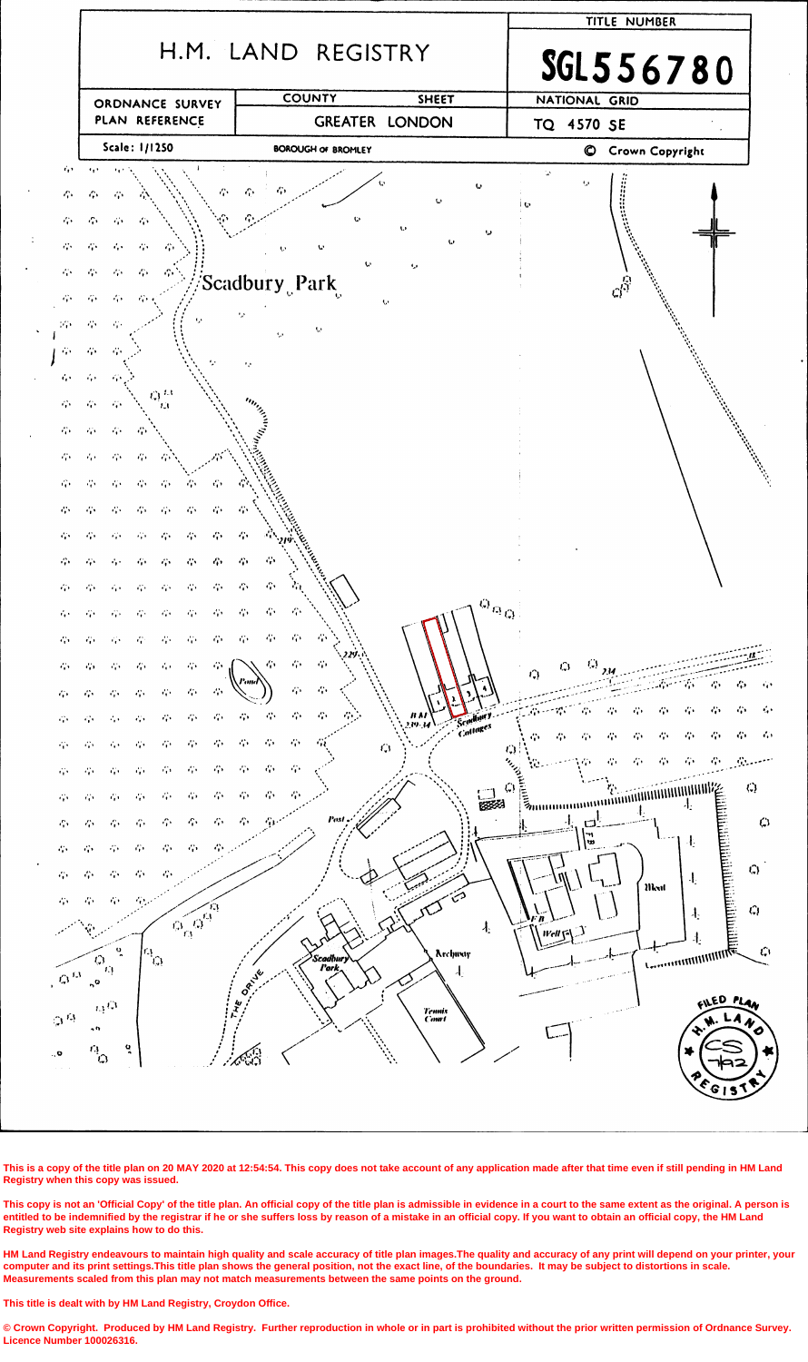| H.M. LAND REGISTRY | | TITLE NUMBER SGL556780 |
| --- | --- | --- |
| ORDNANCE SURVEY PLAN REFERENCE | COUNTY SHEET GREATER LONDON | NATIONAL GRID TQ 4570 SE |
| Scale: 1/1250 | BOROUGH OF BROMLEY | © Crown Copyright |

Scadbury Park

219

229

Pond

B M 239·34

1 2 3 4

Scadbury Cottages

234

Post

Moat

FB

Well

Archway

Scadbury Park

THE DRIVE

Tennis Court

FILED PLAN

H.M. LAND REGISTRY

CS 7/92

**This is a copy of the title plan on 20 MAY 2020 at 12:54:54. This copy does not take account of any application made after that time even if still pending in HM Land Registry when this copy was issued.**

**This copy is not an 'Official Copy' of the title plan. An official copy of the title plan is admissible in evidence in a court to the same extent as the original. A person is entitled to be indemnified by the registrar if he or she suffers loss by reason of a mistake in an official copy. If you want to obtain an official copy, the HM Land Registry web site explains how to do this.**

**HM Land Registry endeavours to maintain high quality and scale accuracy of title plan images.The quality and accuracy of any print will depend on your printer, your computer and its print settings.This title plan shows the general position, not the exact line, of the boundaries. It may be subject to distortions in scale. Measurements scaled from this plan may not match measurements between the same points on the ground.**

**This title is dealt with by HM Land Registry, Croydon Office.**

**© Crown Copyright. Produced by HM Land Registry. Further reproduction in whole or in part is prohibited without the prior written permission of Ordnance Survey. Licence Number 100026316.**